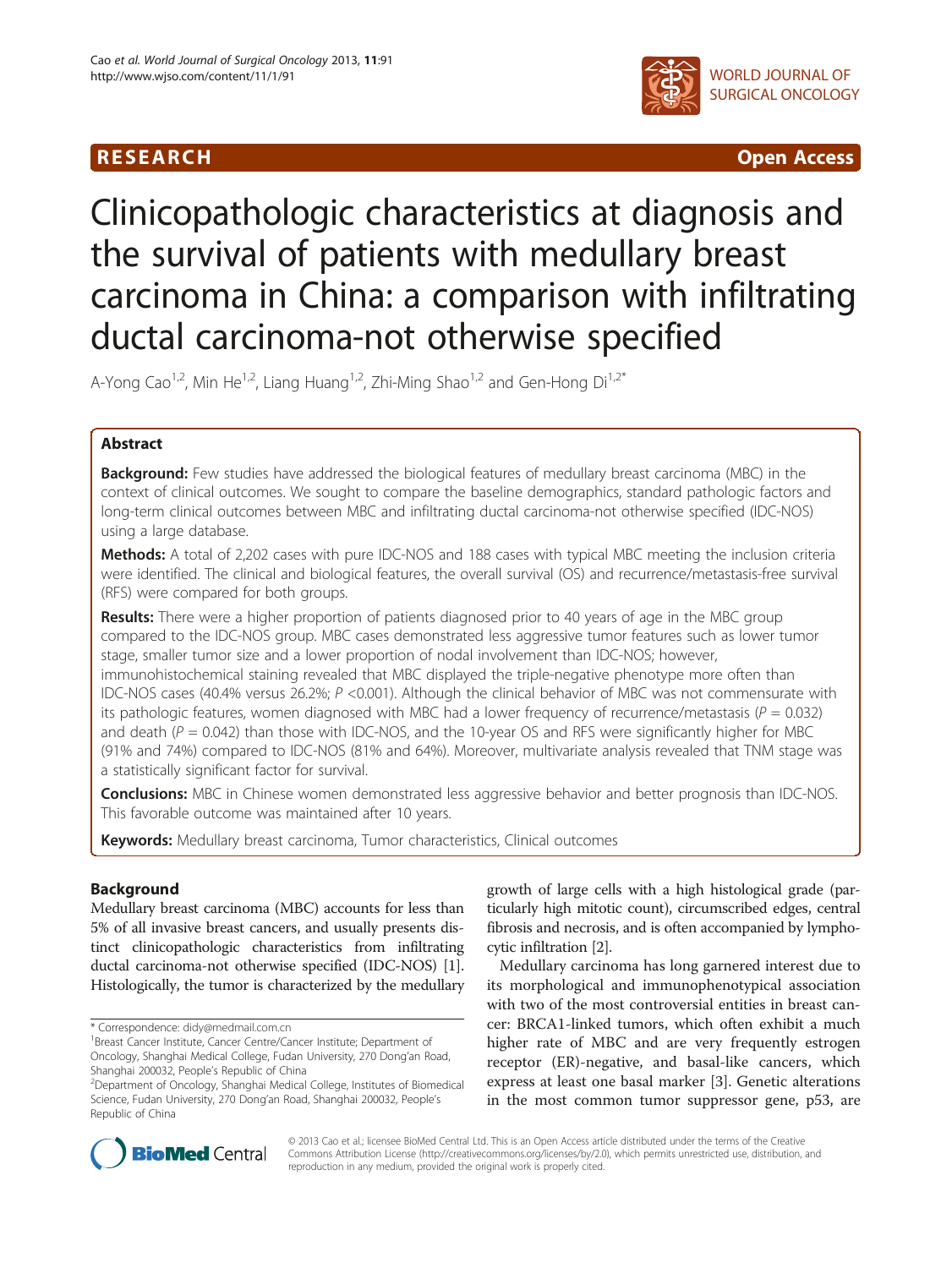RESEARCH Open Access

# Clinicopathologic characteristics at diagnosis and the survival of patients with medullary breast carcinoma in China: a comparison with infiltrating ductal carcinoma-not otherwise specified

A-Yong Cao[1,2], Min He[1,2], Liang Huang[1,2], Zhi-Ming Shao[1,2] and Gen-Hong Di[1,2*]

## Abstract

**Background:** Few studies have addressed the biological features of medullary breast carcinoma (MBC) in the context of clinical outcomes. We sought to compare the baseline demographics, standard pathologic factors and long-term clinical outcomes between MBC and infiltrating ductal carcinoma-not otherwise specified (IDC-NOS) using a large database.

**Methods:** A total of 2,202 cases with pure IDC-NOS and 188 cases with typical MBC meeting the inclusion criteria were identified. The clinical and biological features, the overall survival (OS) and recurrence/metastasis-free survival (RFS) were compared for both groups.

**Results:** There were a higher proportion of patients diagnosed prior to 40 years of age in the MBC group compared to the IDC-NOS group. MBC cases demonstrated less aggressive tumor features such as lower tumor stage, smaller tumor size and a lower proportion of nodal involvement than IDC-NOS; however, immunohistochemical staining revealed that MBC displayed the triple-negative phenotype more often than IDC-NOS cases (40.4% versus 26.2%; $P$ <0.001). Although the clinical behavior of MBC was not commensurate with its pathologic features, women diagnosed with MBC had a lower frequency of recurrence/metastasis ($P$ = 0.032) and death ($P$ = 0.042) than those with IDC-NOS, and the 10-year OS and RFS were significantly higher for MBC (91% and 74%) compared to IDC-NOS (81% and 64%). Moreover, multivariate analysis revealed that TNM stage was a statistically significant factor for survival.

**Conclusions:** MBC in Chinese women demonstrated less aggressive behavior and better prognosis than IDC-NOS. This favorable outcome was maintained after 10 years.

**Keywords:** Medullary breast carcinoma, Tumor characteristics, Clinical outcomes

## Background

Medullary breast carcinoma (MBC) accounts for less than 5% of all invasive breast cancers, and usually presents distinct clinicopathologic characteristics from infiltrating ductal carcinoma-not otherwise specified (IDC-NOS) [1]. Histologically, the tumor is characterized by the medullary growth of large cells with a high histological grade (particularly high mitotic count), circumscribed edges, central fibrosis and necrosis, and is often accompanied by lymphocytic infiltration [2].

Medullary carcinoma has long garnered interest due to its morphological and immunophenotypical association with two of the most controversial entities in breast cancer: BRCA1-linked tumors, which often exhibit a much higher rate of MBC and are very frequently estrogen receptor (ER)-negative, and basal-like cancers, which express at least one basal marker [3]. Genetic alterations in the most common tumor suppressor gene, p53, are

\* Correspondence: didy@medmail.com.cn
[1]Breast Cancer Institute, Cancer Centre/Cancer Institute; Department of Oncology, Shanghai Medical College, Fudan University, 270 Dong'an Road, Shanghai 200032, People's Republic of China
[2]Department of Oncology, Shanghai Medical College, Institutes of Biomedical Science, Fudan University, 270 Dong'an Road, Shanghai 200032, People's Republic of China

© 2013 Cao et al.; licensee BioMed Central Ltd. This is an Open Access article distributed under the terms of the Creative Commons Attribution License (http://creativecommons.org/licenses/by/2.0), which permits unrestricted use, distribution, and reproduction in any medium, provided the original work is properly cited.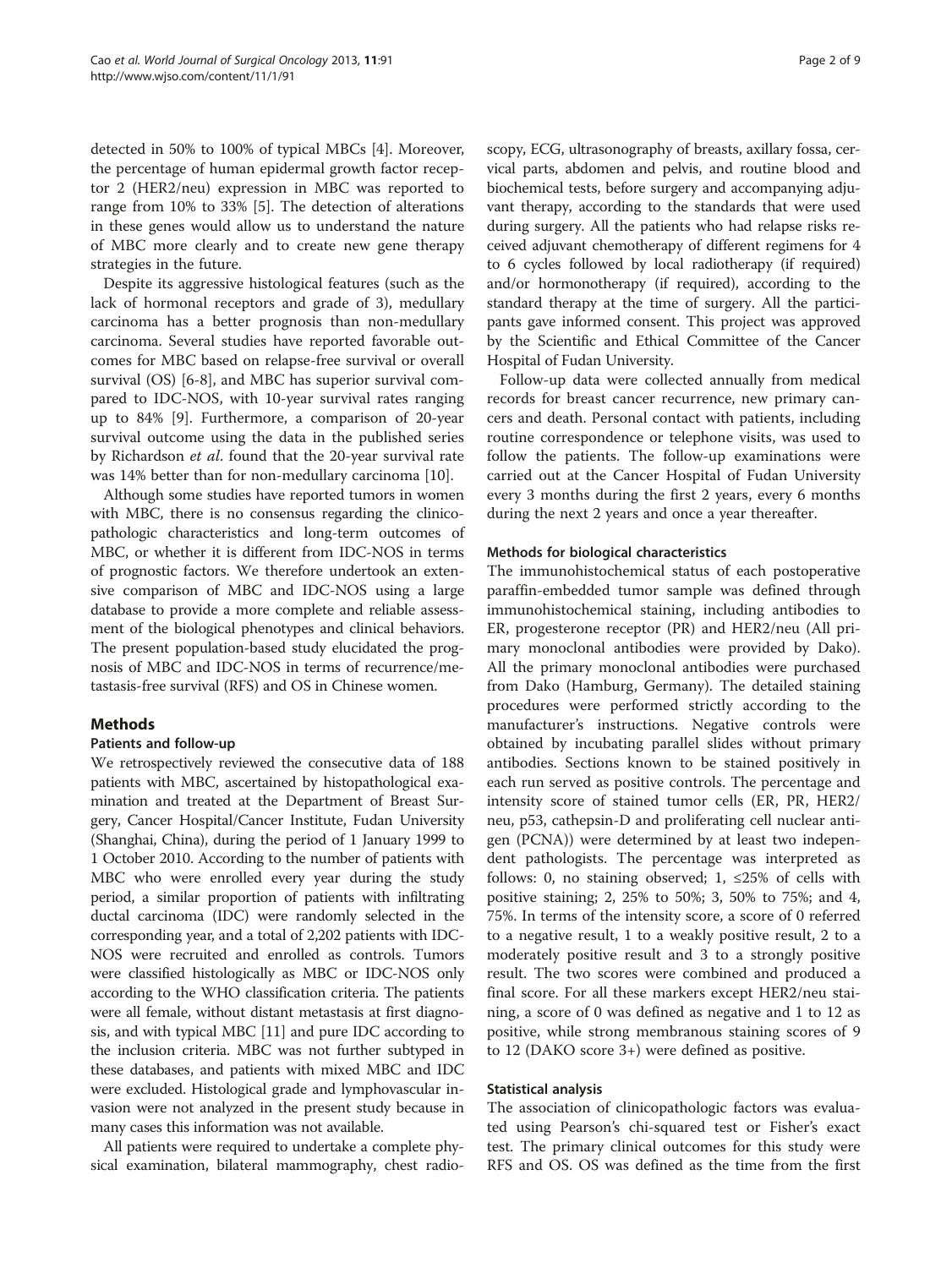detected in 50% to 100% of typical MBCs [4]. Moreover, the percentage of human epidermal growth factor receptor 2 (HER2/neu) expression in MBC was reported to range from 10% to 33% [5]. The detection of alterations in these genes would allow us to understand the nature of MBC more clearly and to create new gene therapy strategies in the future.

Despite its aggressive histological features (such as the lack of hormonal receptors and grade of 3), medullary carcinoma has a better prognosis than non-medullary carcinoma. Several studies have reported favorable outcomes for MBC based on relapse-free survival or overall survival (OS) [6-8], and MBC has superior survival compared to IDC-NOS, with 10-year survival rates ranging up to 84% [9]. Furthermore, a comparison of 20-year survival outcome using the data in the published series by Richardson *et al*. found that the 20-year survival rate was 14% better than for non-medullary carcinoma [10].

Although some studies have reported tumors in women with MBC, there is no consensus regarding the clinicopathologic characteristics and long-term outcomes of MBC, or whether it is different from IDC-NOS in terms of prognostic factors. We therefore undertook an extensive comparison of MBC and IDC-NOS using a large database to provide a more complete and reliable assessment of the biological phenotypes and clinical behaviors. The present population-based study elucidated the prognosis of MBC and IDC-NOS in terms of recurrence/metastasis-free survival (RFS) and OS in Chinese women.

## Methods

### Patients and follow-up

We retrospectively reviewed the consecutive data of 188 patients with MBC, ascertained by histopathological examination and treated at the Department of Breast Surgery, Cancer Hospital/Cancer Institute, Fudan University (Shanghai, China), during the period of 1 January 1999 to 1 October 2010. According to the number of patients with MBC who were enrolled every year during the study period, a similar proportion of patients with infiltrating ductal carcinoma (IDC) were randomly selected in the corresponding year, and a total of 2,202 patients with IDC-NOS were recruited and enrolled as controls. Tumors were classified histologically as MBC or IDC-NOS only according to the WHO classification criteria. The patients were all female, without distant metastasis at first diagnosis, and with typical MBC [11] and pure IDC according to the inclusion criteria. MBC was not further subtyped in these databases, and patients with mixed MBC and IDC were excluded. Histological grade and lymphovascular invasion were not analyzed in the present study because in many cases this information was not available.

All patients were required to undertake a complete physical examination, bilateral mammography, chest radioscopy, ECG, ultrasonography of breasts, axillary fossa, cervical parts, abdomen and pelvis, and routine blood and biochemical tests, before surgery and accompanying adjuvant therapy, according to the standards that were used during surgery. All the patients who had relapse risks received adjuvant chemotherapy of different regimens for 4 to 6 cycles followed by local radiotherapy (if required) and/or hormonotherapy (if required), according to the standard therapy at the time of surgery. All the participants gave informed consent. This project was approved by the Scientific and Ethical Committee of the Cancer Hospital of Fudan University.

Follow-up data were collected annually from medical records for breast cancer recurrence, new primary cancers and death. Personal contact with patients, including routine correspondence or telephone visits, was used to follow the patients. The follow-up examinations were carried out at the Cancer Hospital of Fudan University every 3 months during the first 2 years, every 6 months during the next 2 years and once a year thereafter.

### Methods for biological characteristics

The immunohistochemical status of each postoperative paraffin-embedded tumor sample was defined through immunohistochemical staining, including antibodies to ER, progesterone receptor (PR) and HER2/neu (All primary monoclonal antibodies were provided by Dako). All the primary monoclonal antibodies were purchased from Dako (Hamburg, Germany). The detailed staining procedures were performed strictly according to the manufacturer's instructions. Negative controls were obtained by incubating parallel slides without primary antibodies. Sections known to be stained positively in each run served as positive controls. The percentage and intensity score of stained tumor cells (ER, PR, HER2/neu, p53, cathepsin-D and proliferating cell nuclear antigen (PCNA)) were determined by at least two independent pathologists. The percentage was interpreted as follows: 0, no staining observed; 1, ≤25% of cells with positive staining; 2, 25% to 50%; 3, 50% to 75%; and 4, 75%. In terms of the intensity score, a score of 0 referred to a negative result, 1 to a weakly positive result, 2 to a moderately positive result and 3 to a strongly positive result. The two scores were combined and produced a final score. For all these markers except HER2/neu staining, a score of 0 was defined as negative and 1 to 12 as positive, while strong membranous staining scores of 9 to 12 (DAKO score 3+) were defined as positive.

### Statistical analysis

The association of clinicopathologic factors was evaluated using Pearson's chi-squared test or Fisher's exact test. The primary clinical outcomes for this study were RFS and OS. OS was defined as the time from the first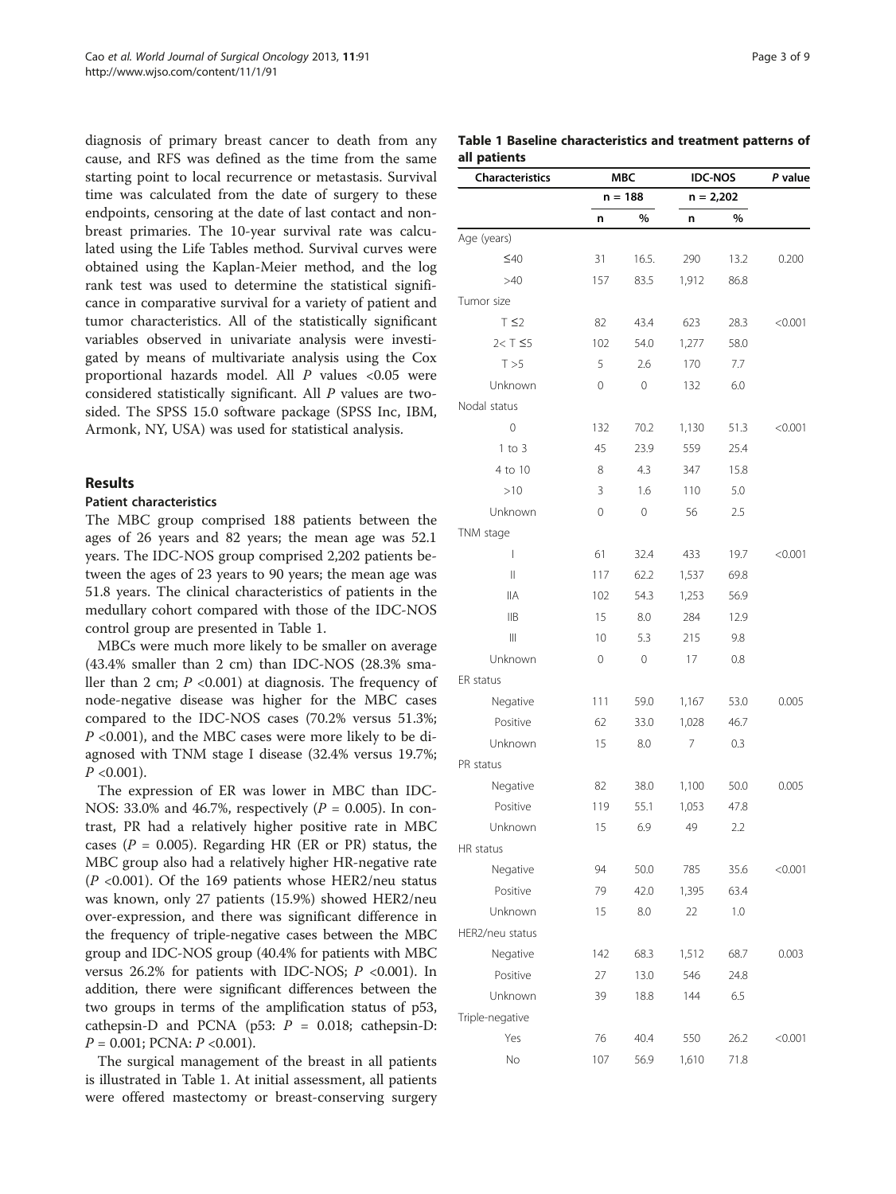diagnosis of primary breast cancer to death from any cause, and RFS was defined as the time from the same starting point to local recurrence or metastasis. Survival time was calculated from the date of surgery to these endpoints, censoring at the date of last contact and non-breast primaries. The 10-year survival rate was calculated using the Life Tables method. Survival curves were obtained using the Kaplan-Meier method, and the log rank test was used to determine the statistical significance in comparative survival for a variety of patient and tumor characteristics. All of the statistically significant variables observed in univariate analysis were investigated by means of multivariate analysis using the Cox proportional hazards model. All *P* values <0.05 were considered statistically significant. All *P* values are two-sided. The SPSS 15.0 software package (SPSS Inc, IBM, Armonk, NY, USA) was used for statistical analysis.

## Results

### Patient characteristics

The MBC group comprised 188 patients between the ages of 26 years and 82 years; the mean age was 52.1 years. The IDC-NOS group comprised 2,202 patients between the ages of 23 years to 90 years; the mean age was 51.8 years. The clinical characteristics of patients in the medullary cohort compared with those of the IDC-NOS control group are presented in Table 1.

MBCs were much more likely to be smaller on average (43.4% smaller than 2 cm) than IDC-NOS (28.3% smaller than 2 cm; *P* <0.001) at diagnosis. The frequency of node-negative disease was higher for the MBC cases compared to the IDC-NOS cases (70.2% versus 51.3%; *P* <0.001), and the MBC cases were more likely to be diagnosed with TNM stage I disease (32.4% versus 19.7%; *P* <0.001).

The expression of ER was lower in MBC than IDC-NOS: 33.0% and 46.7%, respectively (*P* = 0.005). In contrast, PR had a relatively higher positive rate in MBC cases (*P* = 0.005). Regarding HR (ER or PR) status, the MBC group also had a relatively higher HR-negative rate (*P* <0.001). Of the 169 patients whose HER2/neu status was known, only 27 patients (15.9%) showed HER2/neu over-expression, and there was significant difference in the frequency of triple-negative cases between the MBC group and IDC-NOS group (40.4% for patients with MBC versus 26.2% for patients with IDC-NOS; *P* <0.001). In addition, there were significant differences between the two groups in terms of the amplification status of p53, cathepsin-D and PCNA (p53: *P* = 0.018; cathepsin-D: *P* = 0.001; PCNA: *P* <0.001).

The surgical management of the breast in all patients is illustrated in Table 1. At initial assessment, all patients were offered mastectomy or breast-conserving surgery

**Table 1 Baseline characteristics and treatment patterns of all patients**

| Characteristics | MBC | | IDC-NOS | | *P* value |
|---|---|---|---|---|---|
| | n = 188 | | n = 2,202 | | |
| | n | % | n | % | |
| Age (years) | | | | | |
| ≤40 | 31 | 16.5. | 290 | 13.2 | 0.200 |
| >40 | 157 | 83.5 | 1,912 | 86.8 | |
| Tumor size | | | | | |
| T ≤2 | 82 | 43.4 | 623 | 28.3 | <0.001 |
| 2< T ≤5 | 102 | 54.0 | 1,277 | 58.0 | |
| T >5 | 5 | 2.6 | 170 | 7.7 | |
| Unknown | 0 | 0 | 132 | 6.0 | |
| Nodal status | | | | | |
| 0 | 132 | 70.2 | 1,130 | 51.3 | <0.001 |
| 1 to 3 | 45 | 23.9 | 559 | 25.4 | |
| 4 to 10 | 8 | 4.3 | 347 | 15.8 | |
| >10 | 3 | 1.6 | 110 | 5.0 | |
| Unknown | 0 | 0 | 56 | 2.5 | |
| TNM stage | | | | | |
| I | 61 | 32.4 | 433 | 19.7 | <0.001 |
| II | 117 | 62.2 | 1,537 | 69.8 | |
| IIA | 102 | 54.3 | 1,253 | 56.9 | |
| IIB | 15 | 8.0 | 284 | 12.9 | |
| III | 10 | 5.3 | 215 | 9.8 | |
| Unknown | 0 | 0 | 17 | 0.8 | |
| ER status | | | | | |
| Negative | 111 | 59.0 | 1,167 | 53.0 | 0.005 |
| Positive | 62 | 33.0 | 1,028 | 46.7 | |
| Unknown | 15 | 8.0 | 7 | 0.3 | |
| PR status | | | | | |
| Negative | 82 | 38.0 | 1,100 | 50.0 | 0.005 |
| Positive | 119 | 55.1 | 1,053 | 47.8 | |
| Unknown | 15 | 6.9 | 49 | 2.2 | |
| HR status | | | | | |
| Negative | 94 | 50.0 | 785 | 35.6 | <0.001 |
| Positive | 79 | 42.0 | 1,395 | 63.4 | |
| Unknown | 15 | 8.0 | 22 | 1.0 | |
| HER2/neu status | | | | | |
| Negative | 142 | 68.3 | 1,512 | 68.7 | 0.003 |
| Positive | 27 | 13.0 | 546 | 24.8 | |
| Unknown | 39 | 18.8 | 144 | 6.5 | |
| Triple-negative | | | | | |
| Yes | 76 | 40.4 | 550 | 26.2 | <0.001 |
| No | 107 | 56.9 | 1,610 | 71.8 | |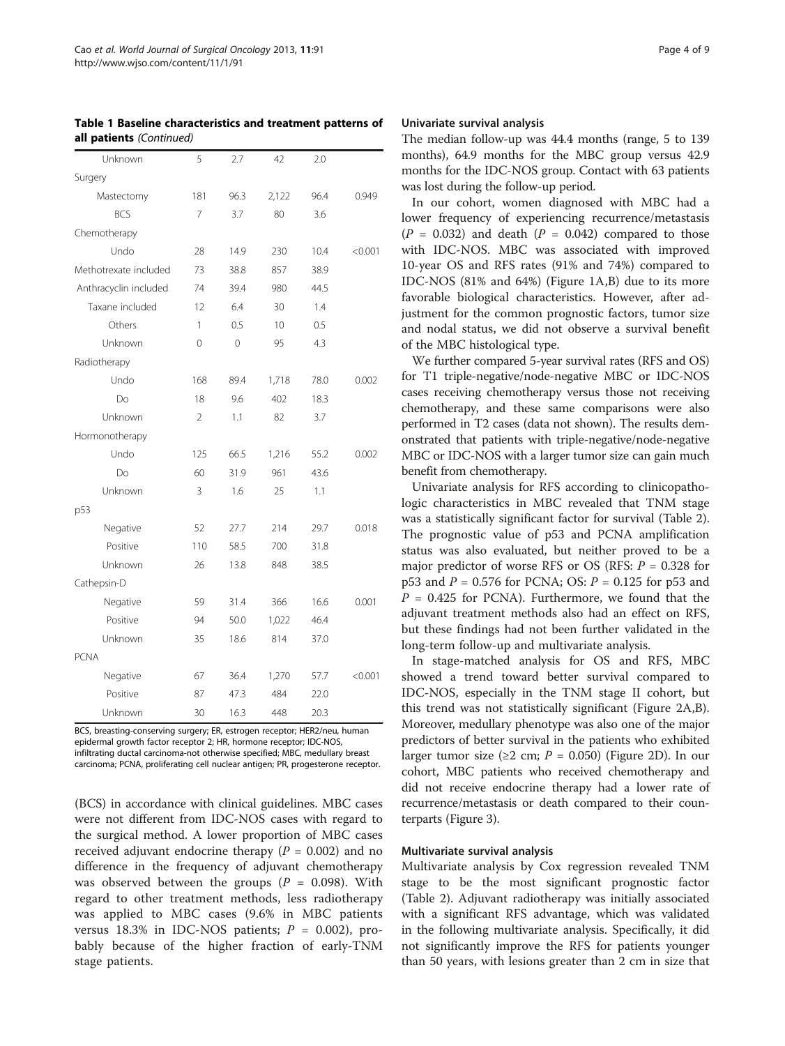**Table 1 Baseline characteristics and treatment patterns of all patients** *(Continued)*

| | | | | | |
|---|---|---|---|---|---|
| Unknown | 5 | 2.7 | 42 | 2.0 | |
| Surgery | | | | | |
| Mastectomy | 181 | 96.3 | 2,122 | 96.4 | 0.949 |
| BCS | 7 | 3.7 | 80 | 3.6 | |
| Chemotherapy | | | | | |
| Undo | 28 | 14.9 | 230 | 10.4 | <0.001 |
| Methotrexate included | 73 | 38.8 | 857 | 38.9 | |
| Anthracyclin included | 74 | 39.4 | 980 | 44.5 | |
| Taxane included | 12 | 6.4 | 30 | 1.4 | |
| Others | 1 | 0.5 | 10 | 0.5 | |
| Unknown | 0 | 0 | 95 | 4.3 | |
| Radiotherapy | | | | | |
| Undo | 168 | 89.4 | 1,718 | 78.0 | 0.002 |
| Do | 18 | 9.6 | 402 | 18.3 | |
| Unknown | 2 | 1.1 | 82 | 3.7 | |
| Hormonotherapy | | | | | |
| Undo | 125 | 66.5 | 1,216 | 55.2 | 0.002 |
| Do | 60 | 31.9 | 961 | 43.6 | |
| Unknown | 3 | 1.6 | 25 | 1.1 | |
| p53 | | | | | |
| Negative | 52 | 27.7 | 214 | 29.7 | 0.018 |
| Positive | 110 | 58.5 | 700 | 31.8 | |
| Unknown | 26 | 13.8 | 848 | 38.5 | |
| Cathepsin-D | | | | | |
| Negative | 59 | 31.4 | 366 | 16.6 | 0.001 |
| Positive | 94 | 50.0 | 1,022 | 46.4 | |
| Unknown | 35 | 18.6 | 814 | 37.0 | |
| PCNA | | | | | |
| Negative | 67 | 36.4 | 1,270 | 57.7 | <0.001 |
| Positive | 87 | 47.3 | 484 | 22.0 | |
| Unknown | 30 | 16.3 | 448 | 20.3 | |

BCS, breasting-conserving surgery; ER, estrogen receptor; HER2/neu, human epidermal growth factor receptor 2; HR, hormone receptor; IDC-NOS, infiltrating ductal carcinoma-not otherwise specified; MBC, medullary breast carcinoma; PCNA, proliferating cell nuclear antigen; PR, progesterone receptor.

(BCS) in accordance with clinical guidelines. MBC cases were not different from IDC-NOS cases with regard to the surgical method. A lower proportion of MBC cases received adjuvant endocrine therapy ($P$ = 0.002) and no difference in the frequency of adjuvant chemotherapy was observed between the groups ($P$ = 0.098). With regard to other treatment methods, less radiotherapy was applied to MBC cases (9.6% in MBC patients versus 18.3% in IDC-NOS patients; $P$ = 0.002), probably because of the higher fraction of early-TNM stage patients.

### Univariate survival analysis

The median follow-up was 44.4 months (range, 5 to 139 months), 64.9 months for the MBC group versus 42.9 months for the IDC-NOS group. Contact with 63 patients was lost during the follow-up period.

In our cohort, women diagnosed with MBC had a lower frequency of experiencing recurrence/metastasis ($P$ = 0.032) and death ($P$ = 0.042) compared to those with IDC-NOS. MBC was associated with improved 10-year OS and RFS rates (91% and 74%) compared to IDC-NOS (81% and 64%) (Figure 1A,B) due to its more favorable biological characteristics. However, after adjustment for the common prognostic factors, tumor size and nodal status, we did not observe a survival benefit of the MBC histological type.

We further compared 5-year survival rates (RFS and OS) for T1 triple-negative/node-negative MBC or IDC-NOS cases receiving chemotherapy versus those not receiving chemotherapy, and these same comparisons were also performed in T2 cases (data not shown). The results demonstrated that patients with triple-negative/node-negative MBC or IDC-NOS with a larger tumor size can gain much benefit from chemotherapy.

Univariate analysis for RFS according to clinicopathologic characteristics in MBC revealed that TNM stage was a statistically significant factor for survival (Table 2). The prognostic value of p53 and PCNA amplification status was also evaluated, but neither proved to be a major predictor of worse RFS or OS (RFS: $P$ = 0.328 for p53 and $P$ = 0.576 for PCNA; OS: $P$ = 0.125 for p53 and $P$ = 0.425 for PCNA). Furthermore, we found that the adjuvant treatment methods also had an effect on RFS, but these findings had not been further validated in the long-term follow-up and multivariate analysis.

In stage-matched analysis for OS and RFS, MBC showed a trend toward better survival compared to IDC-NOS, especially in the TNM stage II cohort, but this trend was not statistically significant (Figure 2A,B). Moreover, medullary phenotype was also one of the major predictors of better survival in the patients who exhibited larger tumor size (≥2 cm; $P$ = 0.050) (Figure 2D). In our cohort, MBC patients who received chemotherapy and did not receive endocrine therapy had a lower rate of recurrence/metastasis or death compared to their counterparts (Figure 3).

### Multivariate survival analysis

Multivariate analysis by Cox regression revealed TNM stage to be the most significant prognostic factor (Table 2). Adjuvant radiotherapy was initially associated with a significant RFS advantage, which was validated in the following multivariate analysis. Specifically, it did not significantly improve the RFS for patients younger than 50 years, with lesions greater than 2 cm in size that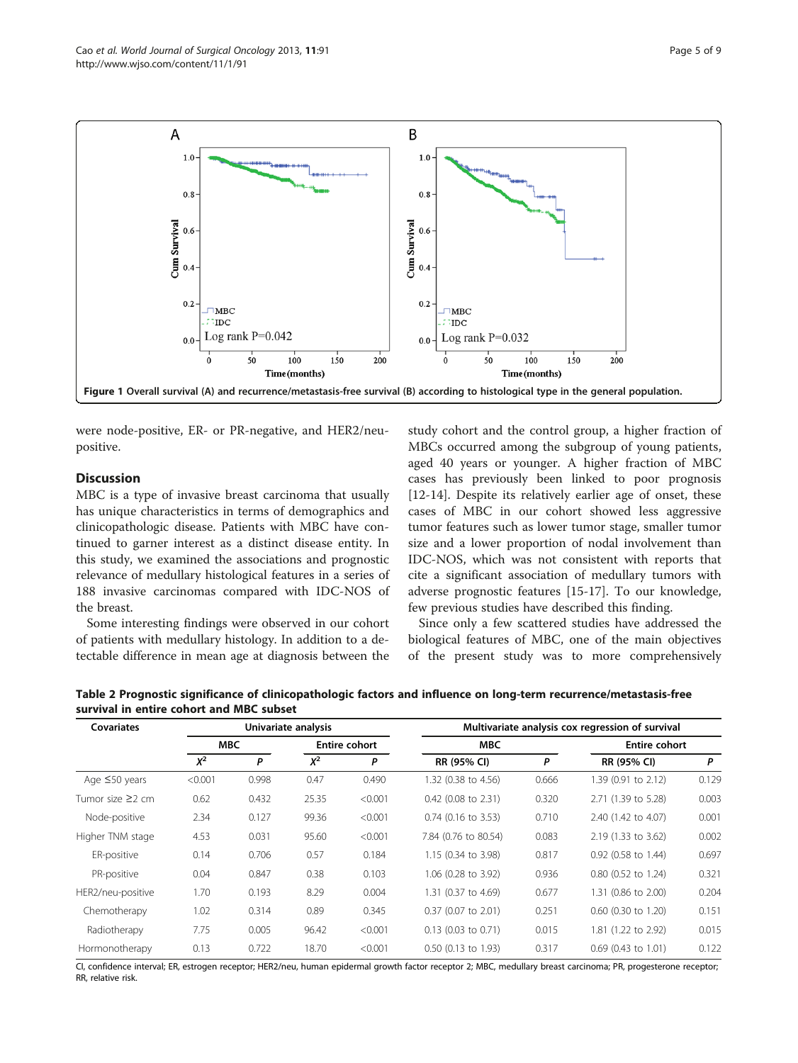Figure 1 Overall survival (A) and recurrence/metastasis-free survival (B) according to histological type in the general population.

were node-positive, ER- or PR-negative, and HER2/neu-positive.

## Discussion

MBC is a type of invasive breast carcinoma that usually has unique characteristics in terms of demographics and clinicopathologic disease. Patients with MBC have continued to garner interest as a distinct disease entity. In this study, we examined the associations and prognostic relevance of medullary histological features in a series of 188 invasive carcinomas compared with IDC-NOS of the breast.

Some interesting findings were observed in our cohort of patients with medullary histology. In addition to a detectable difference in mean age at diagnosis between the study cohort and the control group, a higher fraction of MBCs occurred among the subgroup of young patients, aged 40 years or younger. A higher fraction of MBC cases has previously been linked to poor prognosis [12-14]. Despite its relatively earlier age of onset, these cases of MBC in our cohort showed less aggressive tumor features such as lower tumor stage, smaller tumor size and a lower proportion of nodal involvement than IDC-NOS, which was not consistent with reports that cite a significant association of medullary tumors with adverse prognostic features [15-17]. To our knowledge, few previous studies have described this finding.

Since only a few scattered studies have addressed the biological features of MBC, one of the main objectives of the present study was to more comprehensively

**Table 2 Prognostic significance of clinicopathologic factors and influence on long-term recurrence/metastasis-free survival in entire cohort and MBC subset**

| Covariates | Univariate analysis | | | | Multivariate analysis cox regression of survival | | | |
|---|---|---|---|---|---|---|---|---|
| | MBC | | Entire cohort | | MBC | | Entire cohort | |
| | $X^2$ | *P* | $X^2$ | *P* | RR (95% CI) | *P* | RR (95% CI) | *P* |
| Age ≤50 years | <0.001 | 0.998 | 0.47 | 0.490 | 1.32 (0.38 to 4.56) | 0.666 | 1.39 (0.91 to 2.12) | 0.129 |
| Tumor size ≥2 cm | 0.62 | 0.432 | 25.35 | <0.001 | 0.42 (0.08 to 2.31) | 0.320 | 2.71 (1.39 to 5.28) | 0.003 |
| Node-positive | 2.34 | 0.127 | 99.36 | <0.001 | 0.74 (0.16 to 3.53) | 0.710 | 2.40 (1.42 to 4.07) | 0.001 |
| Higher TNM stage | 4.53 | 0.031 | 95.60 | <0.001 | 7.84 (0.76 to 80.54) | 0.083 | 2.19 (1.33 to 3.62) | 0.002 |
| ER-positive | 0.14 | 0.706 | 0.57 | 0.184 | 1.15 (0.34 to 3.98) | 0.817 | 0.92 (0.58 to 1.44) | 0.697 |
| PR-positive | 0.04 | 0.847 | 0.38 | 0.103 | 1.06 (0.28 to 3.92) | 0.936 | 0.80 (0.52 to 1.24) | 0.321 |
| HER2/neu-positive | 1.70 | 0.193 | 8.29 | 0.004 | 1.31 (0.37 to 4.69) | 0.677 | 1.31 (0.86 to 2.00) | 0.204 |
| Chemotherapy | 1.02 | 0.314 | 0.89 | 0.345 | 0.37 (0.07 to 2.01) | 0.251 | 0.60 (0.30 to 1.20) | 0.151 |
| Radiotherapy | 7.75 | 0.005 | 96.42 | <0.001 | 0.13 (0.03 to 0.71) | 0.015 | 1.81 (1.22 to 2.92) | 0.015 |
| Hormonotherapy | 0.13 | 0.722 | 18.70 | <0.001 | 0.50 (0.13 to 1.93) | 0.317 | 0.69 (0.43 to 1.01) | 0.122 |

CI, confidence interval; ER, estrogen receptor; HER2/neu, human epidermal growth factor receptor 2; MBC, medullary breast carcinoma; PR, progesterone receptor; RR, relative risk.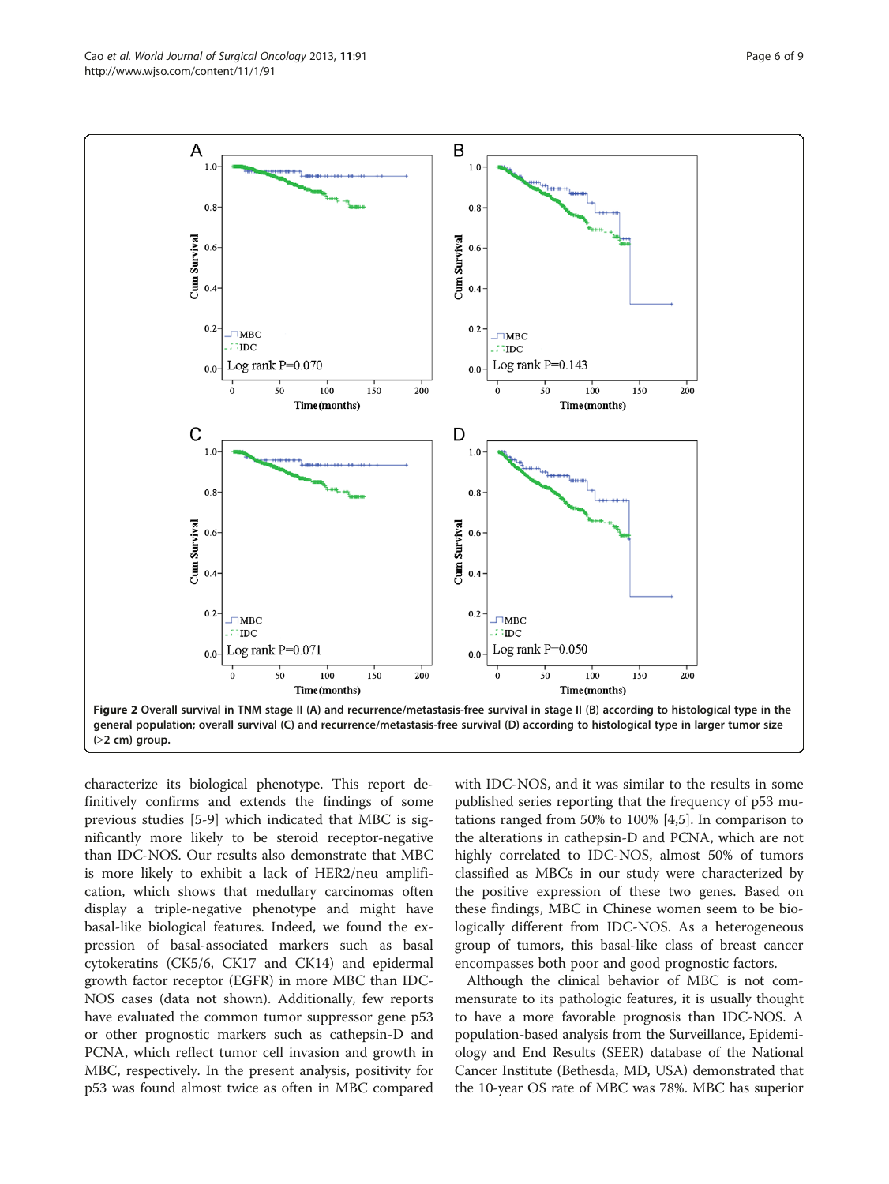**Figure 2 Overall survival in TNM stage II (A) and recurrence/metastasis-free survival in stage II (B) according to histological type in the general population; overall survival (C) and recurrence/metastasis-free survival (D) according to histological type in larger tumor size (≥2 cm) group.**

characterize its biological phenotype. This report definitively confirms and extends the findings of some previous studies [5-9] which indicated that MBC is significantly more likely to be steroid receptor-negative than IDC-NOS. Our results also demonstrate that MBC is more likely to exhibit a lack of HER2/neu amplification, which shows that medullary carcinomas often display a triple-negative phenotype and might have basal-like biological features. Indeed, we found the expression of basal-associated markers such as basal cytokeratins (CK5/6, CK17 and CK14) and epidermal growth factor receptor (EGFR) in more MBC than IDC-NOS cases (data not shown). Additionally, few reports have evaluated the common tumor suppressor gene p53 or other prognostic markers such as cathepsin-D and PCNA, which reflect tumor cell invasion and growth in MBC, respectively. In the present analysis, positivity for p53 was found almost twice as often in MBC compared with IDC-NOS, and it was similar to the results in some published series reporting that the frequency of p53 mutations ranged from 50% to 100% [4,5]. In comparison to the alterations in cathepsin-D and PCNA, which are not highly correlated to IDC-NOS, almost 50% of tumors classified as MBCs in our study were characterized by the positive expression of these two genes. Based on these findings, MBC in Chinese women seem to be biologically different from IDC-NOS. As a heterogeneous group of tumors, this basal-like class of breast cancer encompasses both poor and good prognostic factors.

Although the clinical behavior of MBC is not commensurate to its pathologic features, it is usually thought to have a more favorable prognosis than IDC-NOS. A population-based analysis from the Surveillance, Epidemiology and End Results (SEER) database of the National Cancer Institute (Bethesda, MD, USA) demonstrated that the 10-year OS rate of MBC was 78%. MBC has superior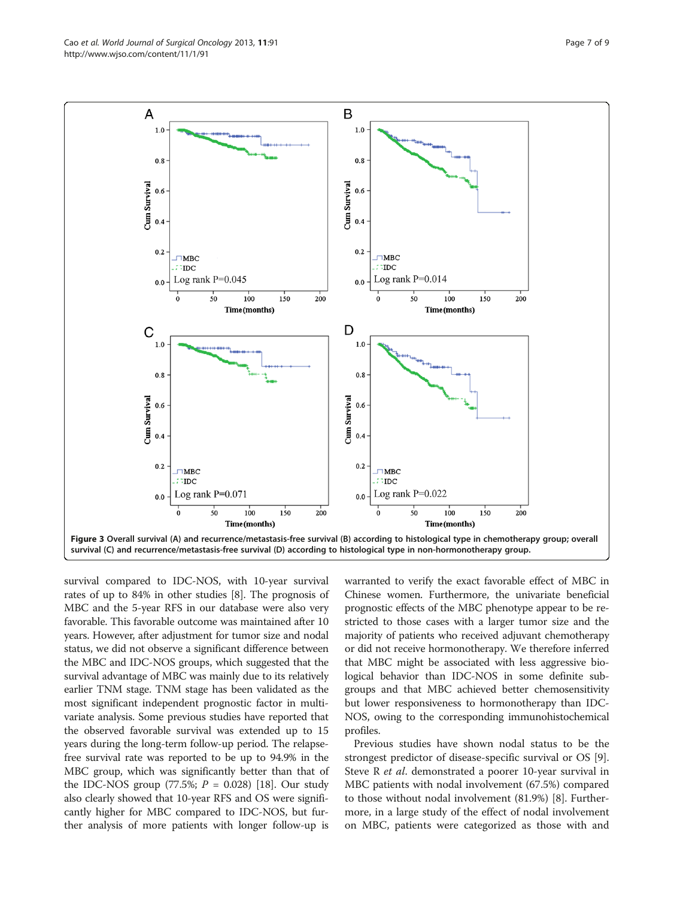**Figure 3 Overall survival (A) and recurrence/metastasis-free survival (B) according to histological type in chemotherapy group; overall survival (C) and recurrence/metastasis-free survival (D) according to histological type in non-hormonotherapy group.**

survival compared to IDC-NOS, with 10-year survival rates of up to 84% in other studies [8]. The prognosis of MBC and the 5-year RFS in our database were also very favorable. This favorable outcome was maintained after 10 years. However, after adjustment for tumor size and nodal status, we did not observe a significant difference between the MBC and IDC-NOS groups, which suggested that the survival advantage of MBC was mainly due to its relatively earlier TNM stage. TNM stage has been validated as the most significant independent prognostic factor in multivariate analysis. Some previous studies have reported that the observed favorable survival was extended up to 15 years during the long-term follow-up period. The relapse-free survival rate was reported to be up to 94.9% in the MBC group, which was significantly better than that of the IDC-NOS group (77.5%; $P$ = 0.028) [18]. Our study also clearly showed that 10-year RFS and OS were significantly higher for MBC compared to IDC-NOS, but further analysis of more patients with longer follow-up is warranted to verify the exact favorable effect of MBC in Chinese women. Furthermore, the univariate beneficial prognostic effects of the MBC phenotype appear to be restricted to those cases with a larger tumor size and the majority of patients who received adjuvant chemotherapy or did not receive hormonotherapy. We therefore inferred that MBC might be associated with less aggressive biological behavior than IDC-NOS in some definite subgroups and that MBC achieved better chemosensitivity but lower responsiveness to hormonotherapy than IDC-NOS, owing to the corresponding immunohistochemical profiles.

Previous studies have shown nodal status to be the strongest predictor of disease-specific survival or OS [9]. Steve R *et al.* demonstrated a poorer 10-year survival in MBC patients with nodal involvement (67.5%) compared to those without nodal involvement (81.9%) [8]. Furthermore, in a large study of the effect of nodal involvement on MBC, patients were categorized as those with and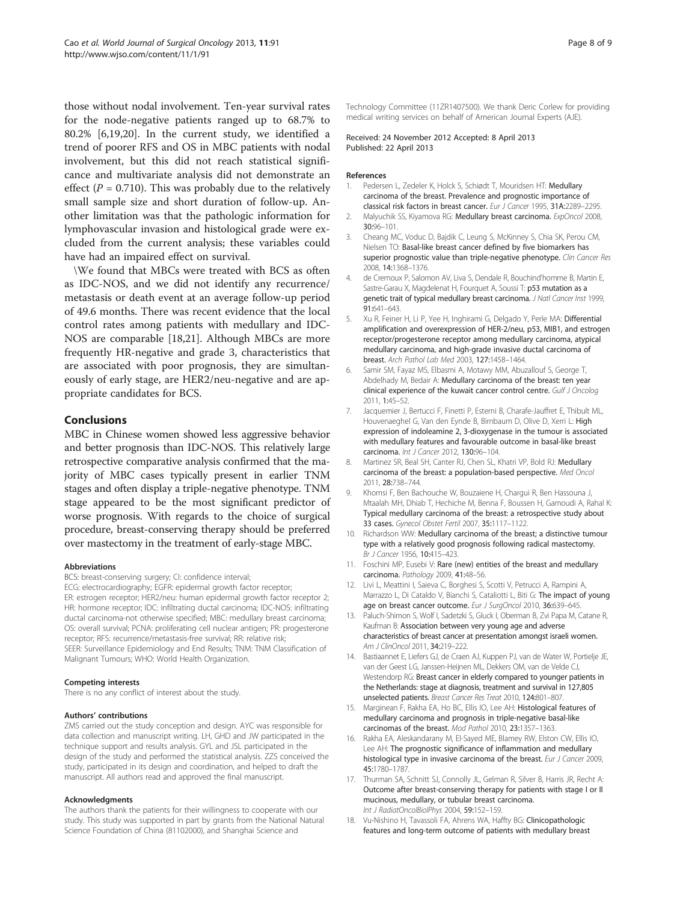those without nodal involvement. Ten-year survival rates for the node-negative patients ranged up to 68.7% to 80.2% [6,19,20]. In the current study, we identified a trend of poorer RFS and OS in MBC patients with nodal involvement, but this did not reach statistical significance and multivariate analysis did not demonstrate an effect ($P$ = 0.710). This was probably due to the relatively small sample size and short duration of follow-up. Another limitation was that the pathologic information for lymphovascular invasion and histological grade were excluded from the current analysis; these variables could have had an impaired effect on survival.

\We found that MBCs were treated with BCS as often as IDC-NOS, and we did not identify any recurrence/metastasis or death event at an average follow-up period of 49.6 months. There was recent evidence that the local control rates among patients with medullary and IDC-NOS are comparable [18,21]. Although MBCs are more frequently HR-negative and grade 3, characteristics that are associated with poor prognosis, they are simultaneously of early stage, are HER2/neu-negative and are appropriate candidates for BCS.

## Conclusions

MBC in Chinese women showed less aggressive behavior and better prognosis than IDC-NOS. This relatively large retrospective comparative analysis confirmed that the majority of MBC cases typically present in earlier TNM stages and often display a triple-negative phenotype. TNM stage appeared to be the most significant predictor of worse prognosis. With regards to the choice of surgical procedure, breast-conserving therapy should be preferred over mastectomy in the treatment of early-stage MBC.

#### Abbreviations

BCS: breast-conserving surgery; CI: confidence interval; ECG: electrocardiography; EGFR: epidermal growth factor receptor; ER: estrogen receptor; HER2/neu: human epidermal growth factor receptor 2; HR: hormone receptor; IDC: infiltrating ductal carcinoma; IDC-NOS: infiltrating ductal carcinoma-not otherwise specified; MBC: medullary breast carcinoma; OS: overall survival; PCNA: proliferating cell nuclear antigen; PR: progesterone receptor; RFS: recurrence/metastasis-free survival; RR: relative risk; SEER: Surveillance Epidemiology and End Results; TNM: TNM Classification of Malignant Tumours; WHO: World Health Organization.

#### Competing interests

There is no any conflict of interest about the study.

#### Authors' contributions

ZMS carried out the study conception and design. AYC was responsible for data collection and manuscript writing. LH, GHD and JW participated in the technique support and results analysis. GYL and JSL participated in the design of the study and performed the statistical analysis. ZZS conceived the study, participated in its design and coordination, and helped to draft the manuscript. All authors read and approved the final manuscript.

#### Acknowledgments

The authors thank the patients for their willingness to cooperate with our study. This study was supported in part by grants from the National Natural Science Foundation of China (81102000), and Shanghai Science and Technology Committee (11ZR1407500). We thank Deric Corlew for providing medical writing services on behalf of American Journal Experts (AJE).

Received: 24 November 2012 Accepted: 8 April 2013
Published: 22 April 2013

#### References

1. Pedersen L, Zedeler K, Holck S, Schiødt T, Mouridsen HT: **Medullary carcinoma of the breast. Prevalence and prognostic importance of classical risk factors in breast cancer.** *Eur J Cancer* 1995, **31A:**2289–2295.
2. Malyuchik SS, Kiyamova RG: **Medullary breast carcinoma.** *ExpOncol* 2008, **30:**96–101.
3. Cheang MC, Voduc D, Bajdik C, Leung S, McKinney S, Chia SK, Perou CM, Nielsen TO: **Basal-like breast cancer defined by five biomarkers has superior prognostic value than triple-negative phenotype.** *Clin Cancer Res* 2008, **14:**1368–1376.
4. de Cremoux P, Salomon AV, Liva S, Dendale R, Bouchind'homme B, Martin E, Sastre-Garau X, Magdelenat H, Fourquet A, Soussi T: **p53 mutation as a genetic trait of typical medullary breast carcinoma.** *J Natl Cancer Inst* 1999, **91:**641–643.
5. Xu R, Feiner H, Li P, Yee H, Inghirami G, Delgado Y, Perle MA: **Differential amplification and overexpression of HER-2/neu, p53, MIB1, and estrogen receptor/progesterone receptor among medullary carcinoma, atypical medullary carcinoma, and high-grade invasive ductal carcinoma of breast.** *Arch Pathol Lab Med* 2003, **127:**1458–1464.
6. Samir SM, Fayaz MS, Elbasmi A, Motawy MM, Abuzallouf S, George T, Abdelhady M, Bedair A: **Medullary carcinoma of the breast: ten year clinical experience of the kuwait cancer control centre.** *Gulf J Oncolog* 2011, **1:**45–52.
7. Jacquemier J, Bertucci F, Finetti P, Esterni B, Charafe-Jauffret E, Thibult ML, Houvenaeghel G, Van den Eynde B, Birnbaum D, Olive D, Xerri L: **High expression of indoleamine 2, 3-dioxygenase in the tumour is associated with medullary features and favourable outcome in basal-like breast carcinoma.** *Int J Cancer* 2012, **130:**96–104.
8. Martinez SR, Beal SH, Canter RJ, Chen SL, Khatri VP, Bold RJ: **Medullary carcinoma of the breast: a population-based perspective.** *Med Oncol* 2011, **28:**738–744.
9. Khomsi F, Ben Bachouche W, Bouzaiene H, Chargui R, Ben Hassouna J, Mtaalah MH, Dhiab T, Hechiche M, Benna F, Boussen H, Gamoudi A, Rahal K: **Typical medullary carcinoma of the breast: a retrospective study about 33 cases.** *Gynecol Obstet Fertil* 2007, **35:**1117–1122.
10. Richardson WW: **Medullary carcinoma of the breast; a distinctive tumour type with a relatively good prognosis following radical mastectomy.** *Br J Cancer* 1956, **10:**415–423.
11. Foschini MP, Eusebi V: **Rare (new) entities of the breast and medullary carcinoma.** *Pathology* 2009, **41:**48–56.
12. Livi L, Meattini I, Saieva C, Borghesi S, Scotti V, Petrucci A, Rampini A, Marrazzo L, Di Cataldo V, Bianchi S, Cataliotti L, Biti G: **The impact of young age on breast cancer outcome.** *Eur J SurgOncol* 2010, **36:**639–645.
13. Paluch-Shimon S, Wolf I, Sadetzki S, Gluck I, Oberman B, Zvi Papa M, Catane R, Kaufman B: **Association between very young age and adverse characteristics of breast cancer at presentation amongst israeli women.** *Am J ClinOncol* 2011, **34:**219–222.
14. Bastiaannet E, Liefers GJ, de Craen AJ, Kuppen PJ, van de Water W, Portielje JE, van der Geest LG, Janssen-Heijnen ML, Dekkers OM, van de Velde CJ, Westendorp RG: **Breast cancer in elderly compared to younger patients in the Netherlands: stage at diagnosis, treatment and survival in 127,805 unselected patients.** *Breast Cancer Res Treat* 2010, **124:**801–807.
15. Marginean F, Rakha EA, Ho BC, Ellis IO, Lee AH: **Histological features of medullary carcinoma and prognosis in triple-negative basal-like carcinomas of the breast.** *Mod Pathol* 2010, **23:**1357–1363.
16. Rakha EA, Aleskandarany M, El-Sayed ME, Blamey RW, Elston CW, Ellis IO, Lee AH: **The prognostic significance of inflammation and medullary histological type in invasive carcinoma of the breast.** *Eur J Cancer* 2009, **45:**1780–1787.
17. Thurman SA, Schnitt SJ, Connolly JL, Gelman R, Silver B, Harris JR, Recht A: **Outcome after breast-conserving therapy for patients with stage I or II mucinous, medullary, or tubular breast carcinoma.** *Int J RadiatOncolBiolPhys* 2004, **59:**152–159.
18. Vu-Nishino H, Tavassoli FA, Ahrens WA, Haffty BG: **Clinicopathologic features and long-term outcome of patients with medullary breast**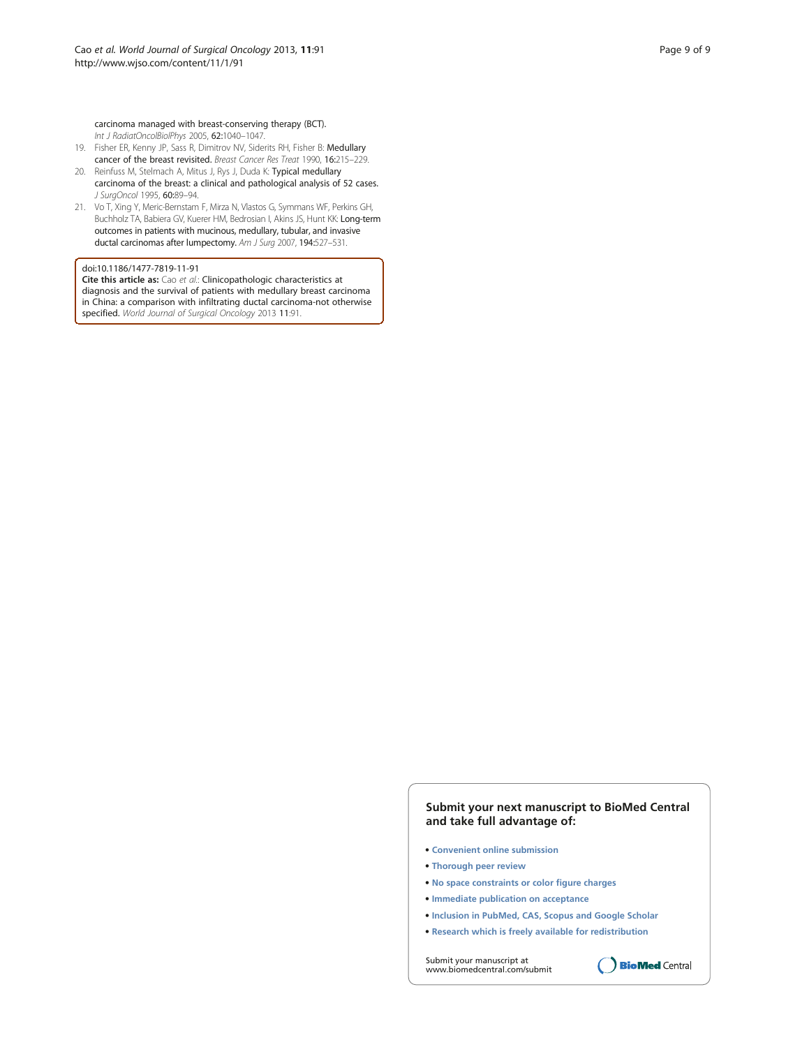carcinoma managed with breast-conserving therapy (BCT). *Int J RadiatOncolBiolPhys* 2005, **62**:1040–1047.

19. Fisher ER, Kenny JP, Sass R, Dimitrov NV, Siderits RH, Fisher B: **Medullary cancer of the breast revisited.** *Breast Cancer Res Treat* 1990, **16**:215–229.
20. Reinfuss M, Stelmach A, Mitus J, Rys J, Duda K: **Typical medullary carcinoma of the breast: a clinical and pathological analysis of 52 cases.** *J SurgOncol* 1995, **60**:89–94.
21. Vo T, Xing Y, Meric-Bernstam F, Mirza N, Vlastos G, Symmans WF, Perkins GH, Buchholz TA, Babiera GV, Kuerer HM, Bedrosian I, Akins JS, Hunt KK: **Long-term outcomes in patients with mucinous, medullary, tubular, and invasive ductal carcinomas after lumpectomy.** *Am J Surg* 2007, **194**:527–531.

doi:10.1186/1477-7819-11-91

**Cite this article as:** Cao *et al.*: Clinicopathologic characteristics at diagnosis and the survival of patients with medullary breast carcinoma in China: a comparison with infiltrating ductal carcinoma-not otherwise specified. *World Journal of Surgical Oncology* 2013 **11**:91.

**Submit your next manuscript to BioMed Central and take full advantage of:**

- **Convenient online submission**
- **Thorough peer review**
- **No space constraints or color figure charges**
- **Immediate publication on acceptance**
- **Inclusion in PubMed, CAS, Scopus and Google Scholar**
- **Research which is freely available for redistribution**

Submit your manuscript at
www.biomedcentral.com/submit

BioMed Central